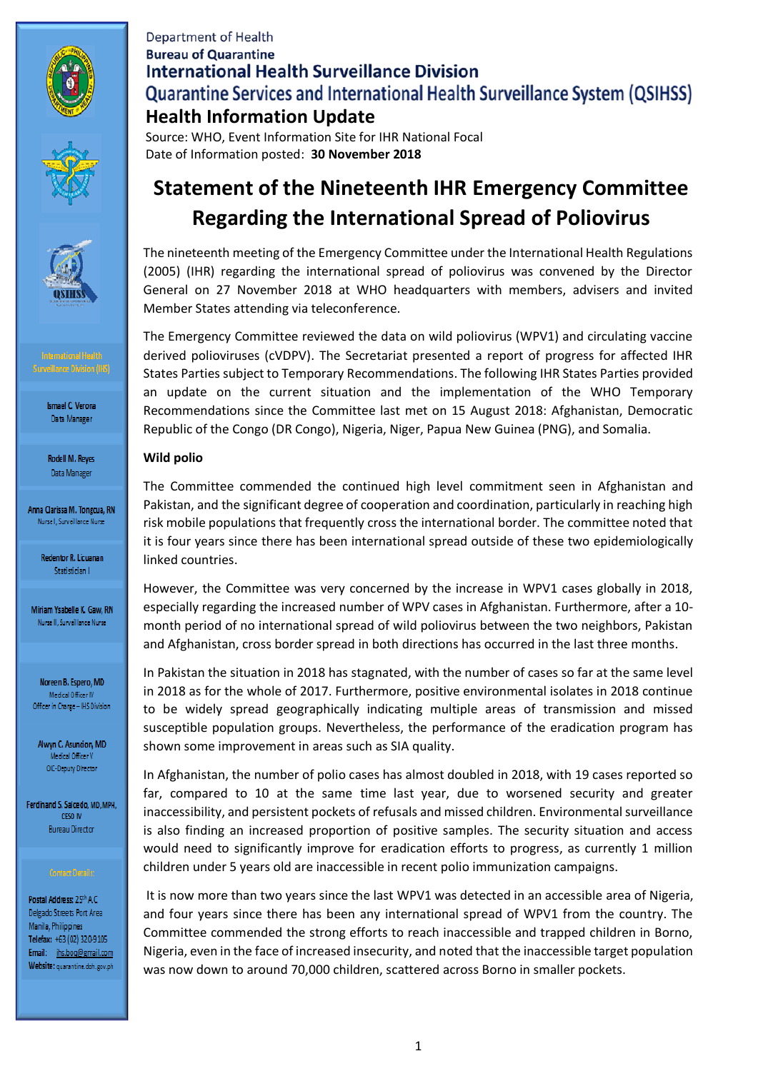Department of Health
**Bureau of Quarantine**
**International Health Surveillance Division**
**Quarantine Services and International Health Surveillance System (QSIHSS)**
**Health Information Update**
Source: WHO, Event Information Site for IHR National Focal
Date of Information posted: **30 November 2018**

International Health Surveillance Division (IHS)

Ismael C. Verona
Data Manager

Rodell M. Reyes
Data Manager

Anna Clarissa M. Tongcua, RN
Nurse I, Surveillance Nurse

Redentor R. Licuanan
Statistician I

Miriam Ysabelle K. Gaw, RN
Nurse II, Surveillance Nurse

Noreen B. Espero, MD
Medical Officer IV
Officer In Charge – IHS Division

Alwyn C. Asundion, MD
Medical Officer V
OIC-Deputy Director

Ferdinand S. Salcedo, MD, MPH, CESO IV
Bureau Director

Contact Details:

**Postal Address:** 25th A.C Delgado Streets Port Area Manila, Philippines
**Telefax:** +63 (02) 320-9105
**Email:** ihs.boq@gmail.com
**Website:** quarantine.doh.gov.ph

# Statement of the Nineteenth IHR Emergency Committee Regarding the International Spread of Poliovirus

The nineteenth meeting of the Emergency Committee under the International Health Regulations (2005) (IHR) regarding the international spread of poliovirus was convened by the Director General on 27 November 2018 at WHO headquarters with members, advisers and invited Member States attending via teleconference.

The Emergency Committee reviewed the data on wild poliovirus (WPV1) and circulating vaccine derived polioviruses (cVDPV). The Secretariat presented a report of progress for affected IHR States Parties subject to Temporary Recommendations. The following IHR States Parties provided an update on the current situation and the implementation of the WHO Temporary Recommendations since the Committee last met on 15 August 2018: Afghanistan, Democratic Republic of the Congo (DR Congo), Nigeria, Niger, Papua New Guinea (PNG), and Somalia.

**Wild polio**

The Committee commended the continued high level commitment seen in Afghanistan and Pakistan, and the significant degree of cooperation and coordination, particularly in reaching high risk mobile populations that frequently cross the international border. The committee noted that it is four years since there has been international spread outside of these two epidemiologically linked countries.

However, the Committee was very concerned by the increase in WPV1 cases globally in 2018, especially regarding the increased number of WPV cases in Afghanistan. Furthermore, after a 10-month period of no international spread of wild poliovirus between the two neighbors, Pakistan and Afghanistan, cross border spread in both directions has occurred in the last three months.

In Pakistan the situation in 2018 has stagnated, with the number of cases so far at the same level in 2018 as for the whole of 2017. Furthermore, positive environmental isolates in 2018 continue to be widely spread geographically indicating multiple areas of transmission and missed susceptible population groups. Nevertheless, the performance of the eradication program has shown some improvement in areas such as SIA quality.

In Afghanistan, the number of polio cases has almost doubled in 2018, with 19 cases reported so far, compared to 10 at the same time last year, due to worsened security and greater inaccessibility, and persistent pockets of refusals and missed children. Environmental surveillance is also finding an increased proportion of positive samples. The security situation and access would need to significantly improve for eradication efforts to progress, as currently 1 million children under 5 years old are inaccessible in recent polio immunization campaigns.

It is now more than two years since the last WPV1 was detected in an accessible area of Nigeria, and four years since there has been any international spread of WPV1 from the country. The Committee commended the strong efforts to reach inaccessible and trapped children in Borno, Nigeria, even in the face of increased insecurity, and noted that the inaccessible target population was now down to around 70,000 children, scattered across Borno in smaller pockets.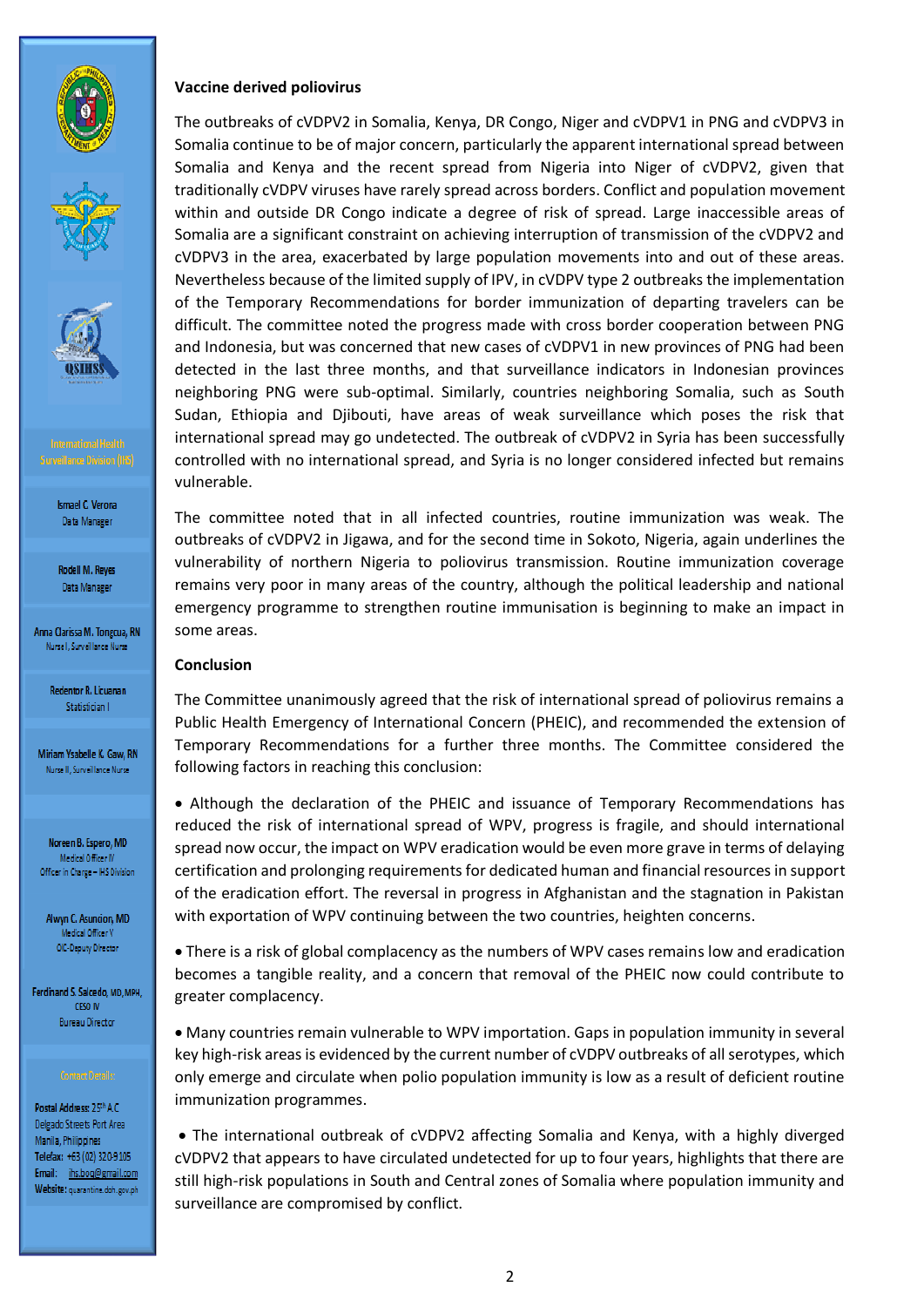International Health Surveillance Division (IHS)

Ismael C. Verona
Data Manager

Rodell M. Reyes
Data Manager

Anna Clarissa M. Tongcua, RN
Nurse I, Surveillance Nurse

Redentor R. Licuanan
Statistician I

Miriam Ysabelle K. Gaw, RN
Nurse II, Surveillance Nurse

Noreen B. Espero, MD
Medical Officer IV
Officer in Charge – IHS Division

Alwyn C. Asuncion, MD
Medical Officer V
OIC-Deputy Director

Ferdinand S. Salcedo, MD, MPH, CESO IV
Bureau Director

Contact Details:

Postal Address: 25th A.C Delgado Streets Port Area Manila, Philippines
Telefax: +63 (02) 320-9105
Email: ihs.boq@gmail.com
Website: quarantine.doh.gov.ph

**Vaccine derived poliovirus**

The outbreaks of cVDPV2 in Somalia, Kenya, DR Congo, Niger and cVDPV1 in PNG and cVDPV3 in Somalia continue to be of major concern, particularly the apparent international spread between Somalia and Kenya and the recent spread from Nigeria into Niger of cVDPV2, given that traditionally cVDPV viruses have rarely spread across borders. Conflict and population movement within and outside DR Congo indicate a degree of risk of spread. Large inaccessible areas of Somalia are a significant constraint on achieving interruption of transmission of the cVDPV2 and cVDPV3 in the area, exacerbated by large population movements into and out of these areas. Nevertheless because of the limited supply of IPV, in cVDPV type 2 outbreaks the implementation of the Temporary Recommendations for border immunization of departing travelers can be difficult. The committee noted the progress made with cross border cooperation between PNG and Indonesia, but was concerned that new cases of cVDPV1 in new provinces of PNG had been detected in the last three months, and that surveillance indicators in Indonesian provinces neighboring PNG were sub-optimal. Similarly, countries neighboring Somalia, such as South Sudan, Ethiopia and Djibouti, have areas of weak surveillance which poses the risk that international spread may go undetected. The outbreak of cVDPV2 in Syria has been successfully controlled with no international spread, and Syria is no longer considered infected but remains vulnerable.

The committee noted that in all infected countries, routine immunization was weak. The outbreaks of cVDPV2 in Jigawa, and for the second time in Sokoto, Nigeria, again underlines the vulnerability of northern Nigeria to poliovirus transmission. Routine immunization coverage remains very poor in many areas of the country, although the political leadership and national emergency programme to strengthen routine immunisation is beginning to make an impact in some areas.

**Conclusion**

The Committee unanimously agreed that the risk of international spread of poliovirus remains a Public Health Emergency of International Concern (PHEIC), and recommended the extension of Temporary Recommendations for a further three months. The Committee considered the following factors in reaching this conclusion:

- Although the declaration of the PHEIC and issuance of Temporary Recommendations has reduced the risk of international spread of WPV, progress is fragile, and should international spread now occur, the impact on WPV eradication would be even more grave in terms of delaying certification and prolonging requirements for dedicated human and financial resources in support of the eradication effort. The reversal in progress in Afghanistan and the stagnation in Pakistan with exportation of WPV continuing between the two countries, heighten concerns.

- There is a risk of global complacency as the numbers of WPV cases remains low and eradication becomes a tangible reality, and a concern that removal of the PHEIC now could contribute to greater complacency.

- Many countries remain vulnerable to WPV importation. Gaps in population immunity in several key high-risk areas is evidenced by the current number of cVDPV outbreaks of all serotypes, which only emerge and circulate when polio population immunity is low as a result of deficient routine immunization programmes.

- The international outbreak of cVDPV2 affecting Somalia and Kenya, with a highly diverged cVDPV2 that appears to have circulated undetected for up to four years, highlights that there are still high-risk populations in South and Central zones of Somalia where population immunity and surveillance are compromised by conflict.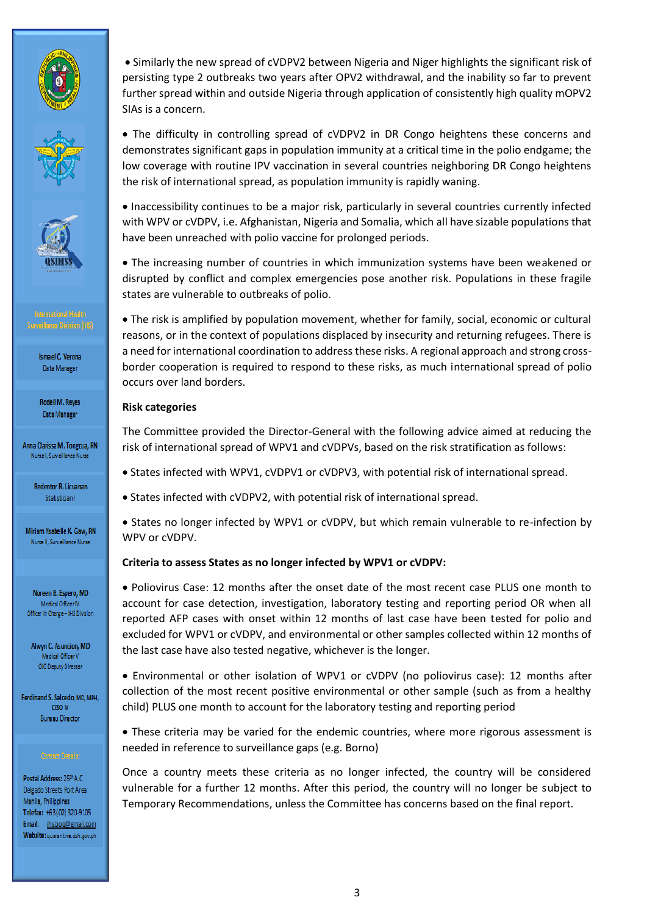- Similarly the new spread of cVDPV2 between Nigeria and Niger highlights the significant risk of persisting type 2 outbreaks two years after OPV2 withdrawal, and the inability so far to prevent further spread within and outside Nigeria through application of consistently high quality mOPV2 SIAs is a concern.

- The difficulty in controlling spread of cVDPV2 in DR Congo heightens these concerns and demonstrates significant gaps in population immunity at a critical time in the polio endgame; the low coverage with routine IPV vaccination in several countries neighboring DR Congo heightens the risk of international spread, as population immunity is rapidly waning.

- Inaccessibility continues to be a major risk, particularly in several countries currently infected with WPV or cVDPV, i.e. Afghanistan, Nigeria and Somalia, which all have sizable populations that have been unreached with polio vaccine for prolonged periods.

- The increasing number of countries in which immunization systems have been weakened or disrupted by conflict and complex emergencies pose another risk. Populations in these fragile states are vulnerable to outbreaks of polio.

- The risk is amplified by population movement, whether for family, social, economic or cultural reasons, or in the context of populations displaced by insecurity and returning refugees. There is a need for international coordination to address these risks. A regional approach and strong cross-border cooperation is required to respond to these risks, as much international spread of polio occurs over land borders.

**Risk categories**

The Committee provided the Director-General with the following advice aimed at reducing the risk of international spread of WPV1 and cVDPVs, based on the risk stratification as follows:

- States infected with WPV1, cVDPV1 or cVDPV3, with potential risk of international spread.

- States infected with cVDPV2, with potential risk of international spread.

- States no longer infected by WPV1 or cVDPV, but which remain vulnerable to re-infection by WPV or cVDPV.

**Criteria to assess States as no longer infected by WPV1 or cVDPV:**

- Poliovirus Case: 12 months after the onset date of the most recent case PLUS one month to account for case detection, investigation, laboratory testing and reporting period OR when all reported AFP cases with onset within 12 months of last case have been tested for polio and excluded for WPV1 or cVDPV, and environmental or other samples collected within 12 months of the last case have also tested negative, whichever is the longer.

- Environmental or other isolation of WPV1 or cVDPV (no poliovirus case): 12 months after collection of the most recent positive environmental or other sample (such as from a healthy child) PLUS one month to account for the laboratory testing and reporting period

- These criteria may be varied for the endemic countries, where more rigorous assessment is needed in reference to surveillance gaps (e.g. Borno)

Once a country meets these criteria as no longer infected, the country will be considered vulnerable for a further 12 months. After this period, the country will no longer be subject to Temporary Recommendations, unless the Committee has concerns based on the final report.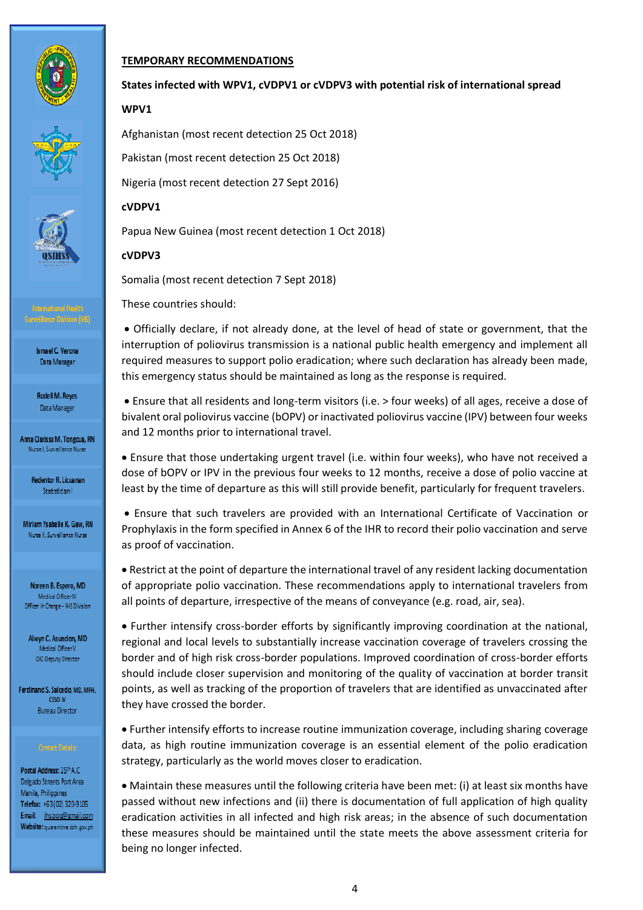**TEMPORARY RECOMMENDATIONS**

**States infected with WPV1, cVDPV1 or cVDPV3 with potential risk of international spread**

**WPV1**

Afghanistan (most recent detection 25 Oct 2018)

Pakistan (most recent detection 25 Oct 2018)

Nigeria (most recent detection 27 Sept 2016)

**cVDPV1**

Papua New Guinea (most recent detection 1 Oct 2018)

**cVDPV3**

Somalia (most recent detection 7 Sept 2018)

These countries should:

- Officially declare, if not already done, at the level of head of state or government, that the interruption of poliovirus transmission is a national public health emergency and implement all required measures to support polio eradication; where such declaration has already been made, this emergency status should be maintained as long as the response is required.

- Ensure that all residents and long-term visitors (i.e. > four weeks) of all ages, receive a dose of bivalent oral poliovirus vaccine (bOPV) or inactivated poliovirus vaccine (IPV) between four weeks and 12 months prior to international travel.

- Ensure that those undertaking urgent travel (i.e. within four weeks), who have not received a dose of bOPV or IPV in the previous four weeks to 12 months, receive a dose of polio vaccine at least by the time of departure as this will still provide benefit, particularly for frequent travelers.

- Ensure that such travelers are provided with an International Certificate of Vaccination or Prophylaxis in the form specified in Annex 6 of the IHR to record their polio vaccination and serve as proof of vaccination.

- Restrict at the point of departure the international travel of any resident lacking documentation of appropriate polio vaccination. These recommendations apply to international travelers from all points of departure, irrespective of the means of conveyance (e.g. road, air, sea).

- Further intensify cross-border efforts by significantly improving coordination at the national, regional and local levels to substantially increase vaccination coverage of travelers crossing the border and of high risk cross-border populations. Improved coordination of cross-border efforts should include closer supervision and monitoring of the quality of vaccination at border transit points, as well as tracking of the proportion of travelers that are identified as unvaccinated after they have crossed the border.

- Further intensify efforts to increase routine immunization coverage, including sharing coverage data, as high routine immunization coverage is an essential element of the polio eradication strategy, particularly as the world moves closer to eradication.

- Maintain these measures until the following criteria have been met: (i) at least six months have passed without new infections and (ii) there is documentation of full application of high quality eradication activities in all infected and high risk areas; in the absence of such documentation these measures should be maintained until the state meets the above assessment criteria for being no longer infected.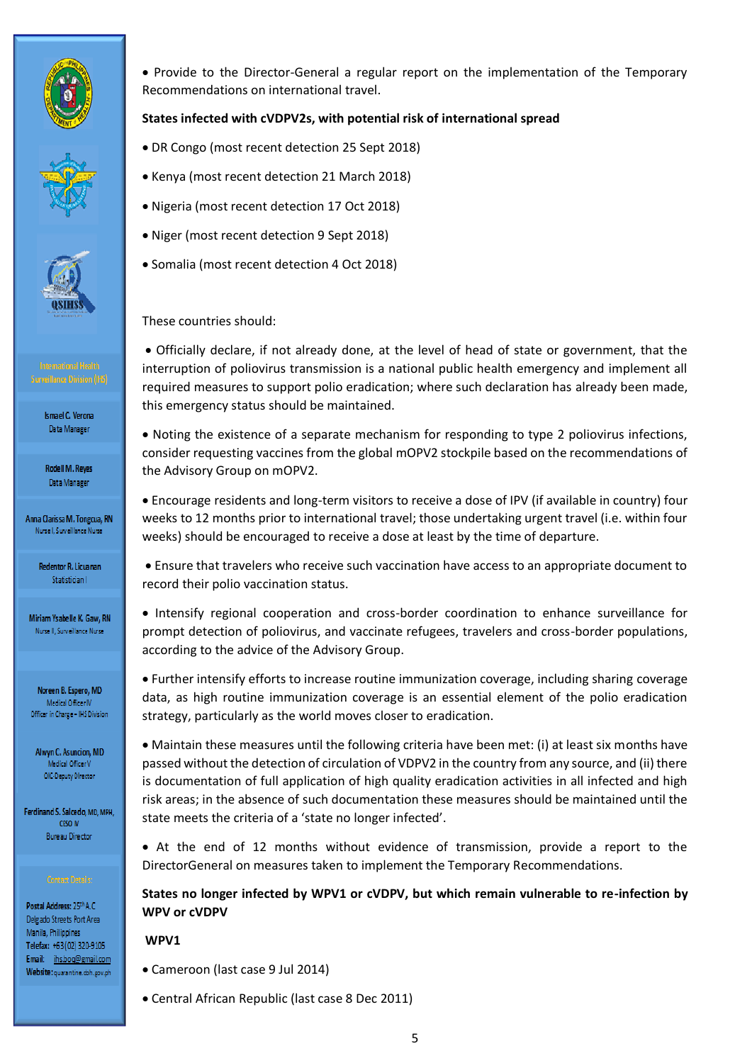International Health Surveillance Division (IHS)

Ismael C. Verona
Data Manager

Rodell M. Reyes
Data Manager

Anna Clarissa M. Tongcua, RN
Nurse I, Surveillance Nurse

Redentor R. Licuanan
Statistician I

Miriam Ysabelle K. Gaw, RN
Nurse II, Surveillance Nurse

Noreen B. Espero, MD
Medical Officer IV
Officer in Charge – IHS Division

Alwyn C. Asuncion, MD
Medical Officer V
OIC-Deputy Director

Ferdinand S. Salcedo, MD, MPH, CESO IV
Bureau Director

Contact Details:

**Postal Address:** 25th A.C Delgado Streets Port Area Manila, Philippines
**Telefax:** +63(02) 320-9105
**Email:** ihsboq@gmail.com
**Website:** quarantine.doh.gov.ph

- Provide to the Director-General a regular report on the implementation of the Temporary Recommendations on international travel.

**States infected with cVDPV2s, with potential risk of international spread**

- DR Congo (most recent detection 25 Sept 2018)
- Kenya (most recent detection 21 March 2018)
- Nigeria (most recent detection 17 Oct 2018)
- Niger (most recent detection 9 Sept 2018)
- Somalia (most recent detection 4 Oct 2018)

These countries should:

- Officially declare, if not already done, at the level of head of state or government, that the interruption of poliovirus transmission is a national public health emergency and implement all required measures to support polio eradication; where such declaration has already been made, this emergency status should be maintained.
- Noting the existence of a separate mechanism for responding to type 2 poliovirus infections, consider requesting vaccines from the global mOPV2 stockpile based on the recommendations of the Advisory Group on mOPV2.
- Encourage residents and long-term visitors to receive a dose of IPV (if available in country) four weeks to 12 months prior to international travel; those undertaking urgent travel (i.e. within four weeks) should be encouraged to receive a dose at least by the time of departure.
- Ensure that travelers who receive such vaccination have access to an appropriate document to record their polio vaccination status.
- Intensify regional cooperation and cross-border coordination to enhance surveillance for prompt detection of poliovirus, and vaccinate refugees, travelers and cross-border populations, according to the advice of the Advisory Group.
- Further intensify efforts to increase routine immunization coverage, including sharing coverage data, as high routine immunization coverage is an essential element of the polio eradication strategy, particularly as the world moves closer to eradication.
- Maintain these measures until the following criteria have been met: (i) at least six months have passed without the detection of circulation of VDPV2 in the country from any source, and (ii) there is documentation of full application of high quality eradication activities in all infected and high risk areas; in the absence of such documentation these measures should be maintained until the state meets the criteria of a 'state no longer infected'.
- At the end of 12 months without evidence of transmission, provide a report to the DirectorGeneral on measures taken to implement the Temporary Recommendations.

**States no longer infected by WPV1 or cVDPV, but which remain vulnerable to re-infection by WPV or cVDPV**

**WPV1**

- Cameroon (last case 9 Jul 2014)
- Central African Republic (last case 8 Dec 2011)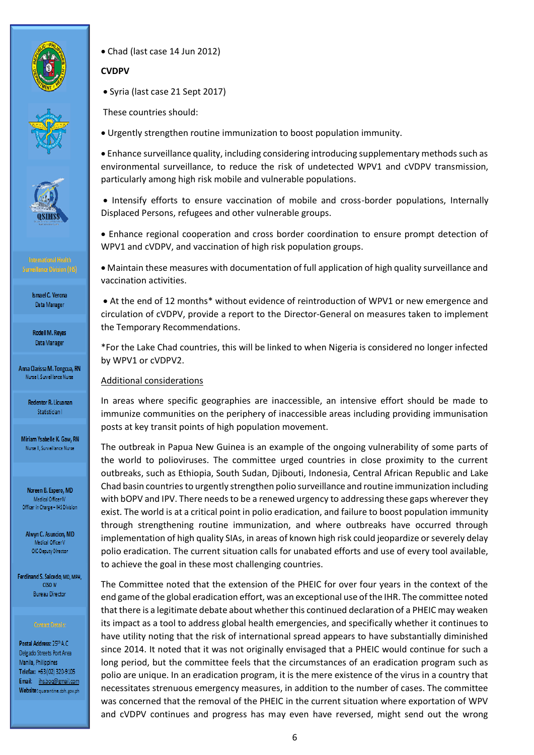- Chad (last case 14 Jun 2012)

**CVDPV**

- Syria (last case 21 Sept 2017)

These countries should:

- Urgently strengthen routine immunization to boost population immunity.
- Enhance surveillance quality, including considering introducing supplementary methods such as environmental surveillance, to reduce the risk of undetected WPV1 and cVDPV transmission, particularly among high risk mobile and vulnerable populations.
- Intensify efforts to ensure vaccination of mobile and cross-border populations, Internally Displaced Persons, refugees and other vulnerable groups.
- Enhance regional cooperation and cross border coordination to ensure prompt detection of WPV1 and cVDPV, and vaccination of high risk population groups.
- Maintain these measures with documentation of full application of high quality surveillance and vaccination activities.
- At the end of 12 months* without evidence of reintroduction of WPV1 or new emergence and circulation of cVDPV, provide a report to the Director-General on measures taken to implement the Temporary Recommendations.

*For the Lake Chad countries, this will be linked to when Nigeria is considered no longer infected by WPV1 or cVDPV2.

<u>Additional considerations</u>

In areas where specific geographies are inaccessible, an intensive effort should be made to immunize communities on the periphery of inaccessible areas including providing immunisation posts at key transit points of high population movement.

The outbreak in Papua New Guinea is an example of the ongoing vulnerability of some parts of the world to polioviruses. The committee urged countries in close proximity to the current outbreaks, such as Ethiopia, South Sudan, Djibouti, Indonesia, Central African Republic and Lake Chad basin countries to urgently strengthen polio surveillance and routine immunization including with bOPV and IPV. There needs to be a renewed urgency to addressing these gaps wherever they exist. The world is at a critical point in polio eradication, and failure to boost population immunity through strengthening routine immunization, and where outbreaks have occurred through implementation of high quality SIAs, in areas of known high risk could jeopardize or severely delay polio eradication. The current situation calls for unabated efforts and use of every tool available, to achieve the goal in these most challenging countries.

The Committee noted that the extension of the PHEIC for over four years in the context of the end game of the global eradication effort, was an exceptional use of the IHR. The committee noted that there is a legitimate debate about whether this continued declaration of a PHEIC may weaken its impact as a tool to address global health emergencies, and specifically whether it continues to have utility noting that the risk of international spread appears to have substantially diminished since 2014. It noted that it was not originally envisaged that a PHEIC would continue for such a long period, but the committee feels that the circumstances of an eradication program such as polio are unique. In an eradication program, it is the mere existence of the virus in a country that necessitates strenuous emergency measures, in addition to the number of cases. The committee was concerned that the removal of the PHEIC in the current situation where exportation of WPV and cVDPV continues and progress has may even have reversed, might send out the wrong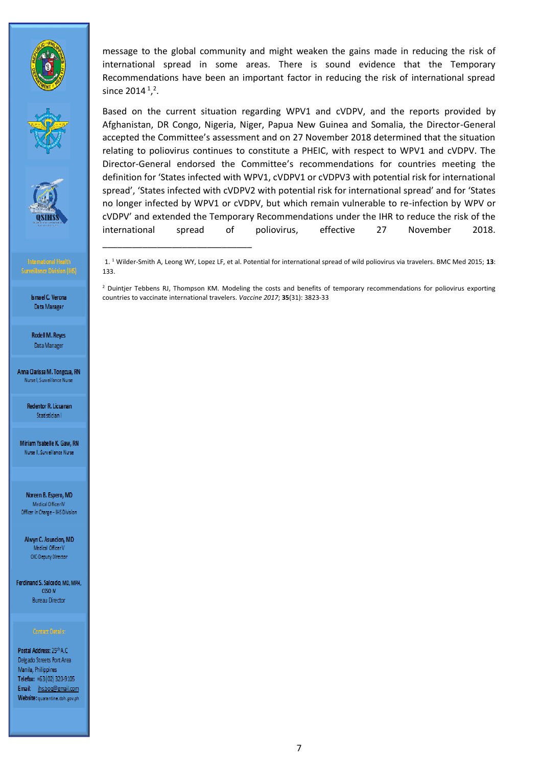message to the global community and might weaken the gains made in reducing the risk of international spread in some areas. There is sound evidence that the Temporary Recommendations have been an important factor in reducing the risk of international spread since 2014 [1],[2].

Based on the current situation regarding WPV1 and cVDPV, and the reports provided by Afghanistan, DR Congo, Nigeria, Niger, Papua New Guinea and Somalia, the Director-General accepted the Committee's assessment and on 27 November 2018 determined that the situation relating to poliovirus continues to constitute a PHEIC, with respect to WPV1 and cVDPV. The Director-General endorsed the Committee's recommendations for countries meeting the definition for 'States infected with WPV1, cVDPV1 or cVDPV3 with potential risk for international spread', 'States infected with cVDPV2 with potential risk for international spread' and for 'States no longer infected by WPV1 or cVDPV, but which remain vulnerable to re-infection by WPV or cVDPV' and extended the Temporary Recommendations under the IHR to reduce the risk of the international spread of poliovirus, effective 27 November 2018.

---

1. [1] Wilder-Smith A, Leong WY, Lopez LF, et al. Potential for international spread of wild poliovirus via travelers. BMC Med 2015; **13**: 133.

[2] Duintjer Tebbens RJ, Thompson KM. Modeling the costs and benefits of temporary recommendations for poliovirus exporting countries to vaccinate international travelers. *Vaccine 2017*; **35**(31): 3823-33

International Health Surveillance Division (IHS)

Ismael C. Verona
Data Manager

Rodell M. Reyes
Data Manager

Anna Clarissa M. Tongcua, RN
Nurse I, Surveillance Nurse

Redentor R. Licuanan
Statistician I

Miriam Ysabelle K. Gaw, RN
Nurse II, Surveillance Nurse

Noreen B. Espero, MD
Medical Officer IV
Officer in Charge – IHS Division

Alwyn C. Asuncion, MD
Medical Officer V
OIC-Deputy Director

Ferdinand S. Salcedo, MD, MPH, CESO IV
Bureau Director

Contact Details:

**Postal Address:** 25th A.C Delgado Streets Port Area Manila, Philippines
**Telefax:** +63(02) 320-9105
**Email:** ihsboq@gmail.com
**Website:** quarantine.doh.gov.ph